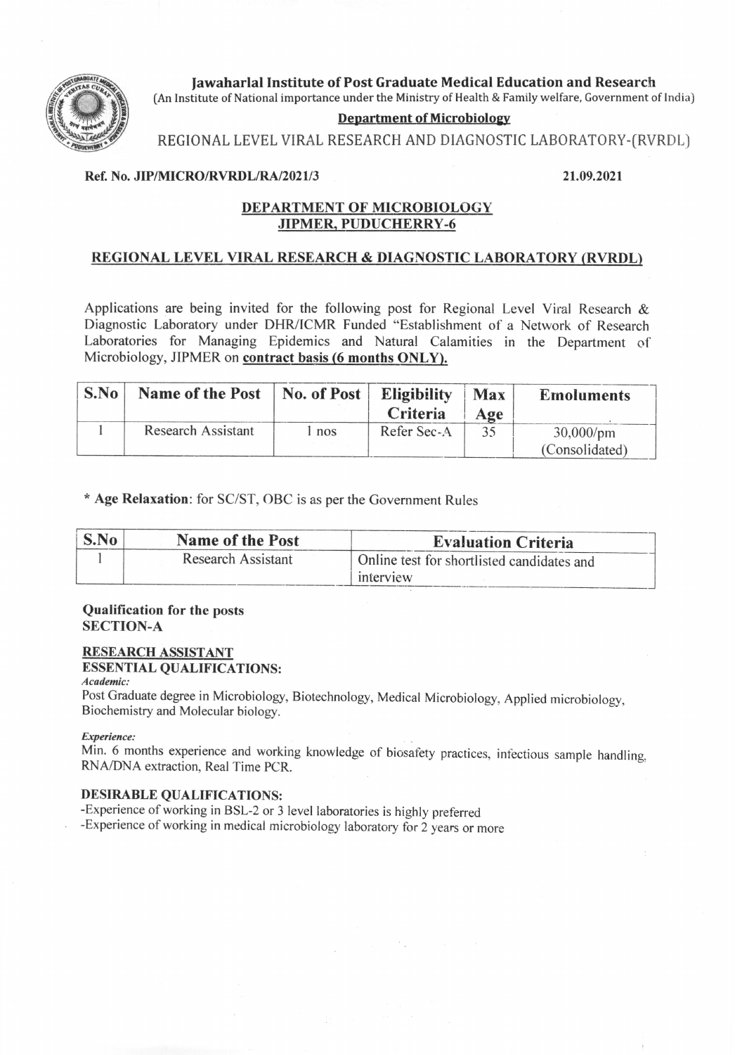**Jawaharlal Institute of Post Graduate Medical Education and Research**
(An Institute of National importance under the Ministry of Health & Family welfare, Government of India)

**Department of Microbiology**

REGIONAL LEVEL VIRAL RESEARCH AND DIAGNOSTIC LABORATORY-(RVRDL)

**Ref. No. JIP/MICRO/RVRDL/RA/2021/3** **21.09.2021**

## DEPARTMENT OF MICROBIOLOGY
## JIPMER, PUDUCHERRY-6

## REGIONAL LEVEL VIRAL RESEARCH & DIAGNOSTIC LABORATORY (RVRDL)

Applications are being invited for the following post for Regional Level Viral Research & Diagnostic Laboratory under DHR/ICMR Funded "Establishment of a Network of Research Laboratories for Managing Epidemics and Natural Calamities in the Department of Microbiology, JIPMER on **contract basis (6 months ONLY).**

| S.No | Name of the Post | No. of Post | Eligibility Criteria | Max Age | Emoluments |
|---|---|---|---|---|---|
| 1 | Research Assistant | 1 nos | Refer Sec-A | 35 | 30,000/pm (Consolidated) |

\* **Age Relaxation**: for SC/ST, OBC is as per the Government Rules

| S.No | Name of the Post | Evaluation Criteria |
|---|---|---|
| 1 | Research Assistant | Online test for shortlisted candidates and interview |

**Qualification for the posts**
**SECTION-A**

**RESEARCH ASSISTANT**
**ESSENTIAL QUALIFICATIONS:**

*Academic:*

Post Graduate degree in Microbiology, Biotechnology, Medical Microbiology, Applied microbiology, Biochemistry and Molecular biology.

*Experience:*

Min. 6 months experience and working knowledge of biosafety practices, infectious sample handling, RNA/DNA extraction, Real Time PCR.

**DESIRABLE QUALIFICATIONS:**

-Experience of working in BSL-2 or 3 level laboratories is highly preferred

-Experience of working in medical microbiology laboratory for 2 years or more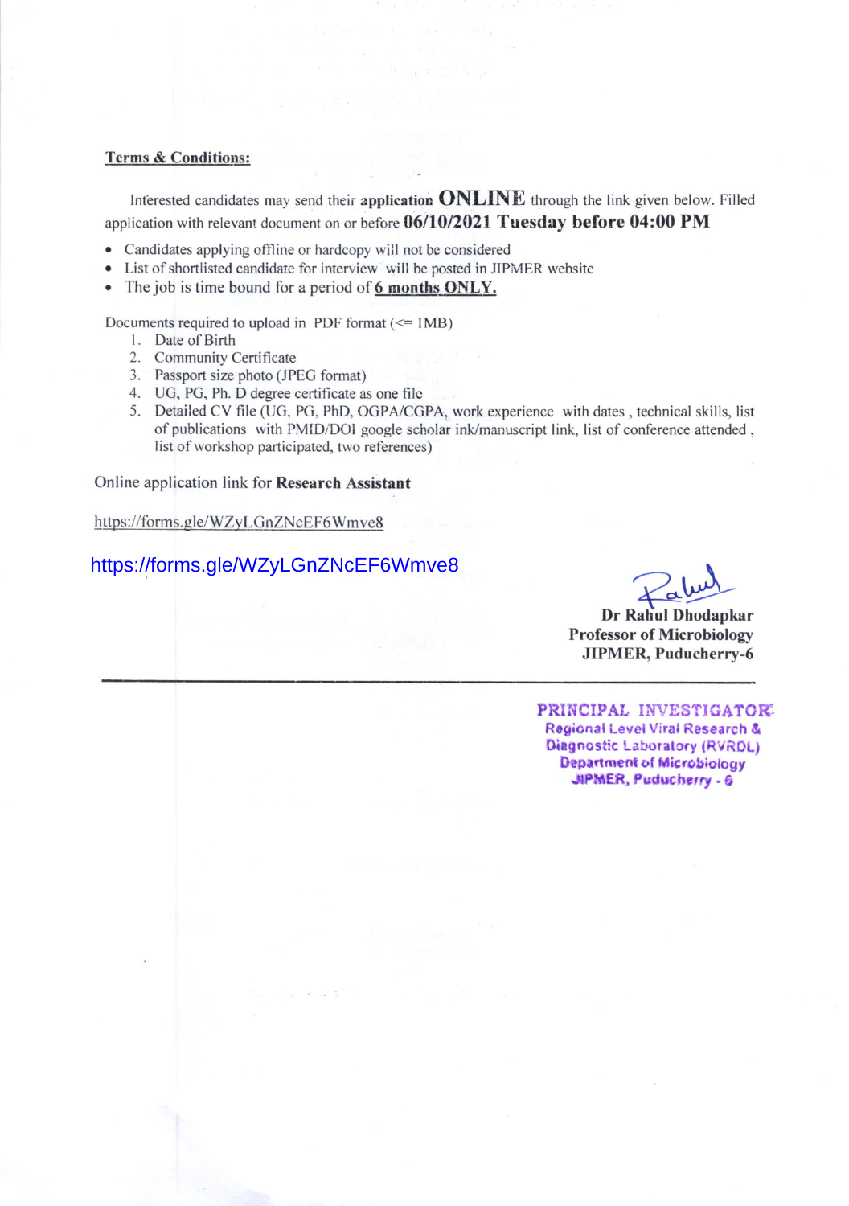**Terms & Conditions:**

Interested candidates may send their **application ONLINE** through the link given below. Filled application with relevant document on or before **06/10/2021 Tuesday before 04:00 PM**

- Candidates applying offline or hardcopy will not be considered
- List of shortlisted candidate for interview will be posted in JIPMER website
- The job is time bound for a period of **6 months ONLY.**

Documents required to upload in PDF format (<= 1MB)

1. Date of Birth
2. Community Certificate
3. Passport size photo (JPEG format)
4. UG, PG, Ph. D degree certificate as one file
5. Detailed CV file (UG, PG, PhD, OGPA/CGPA, work experience with dates , technical skills, list of publications with PMID/DOI google scholar ink/manuscript link, list of conference attended , list of workshop participated, two references)

Online application link for **Research Assistant**

https://forms.gle/WZyLGnZNcEF6Wmve8

https://forms.gle/WZyLGnZNcEF6Wmve8

**Dr Rahul Dhodapkar**
**Professor of Microbiology**
**JIPMER, Puducherry-6**

PRINCIPAL INVESTIGATOR
Regional Level Viral Research &
Diagnostic Laboratory (RVRDL)
Department of Microbiology
JIPMER, Puducherry - 6